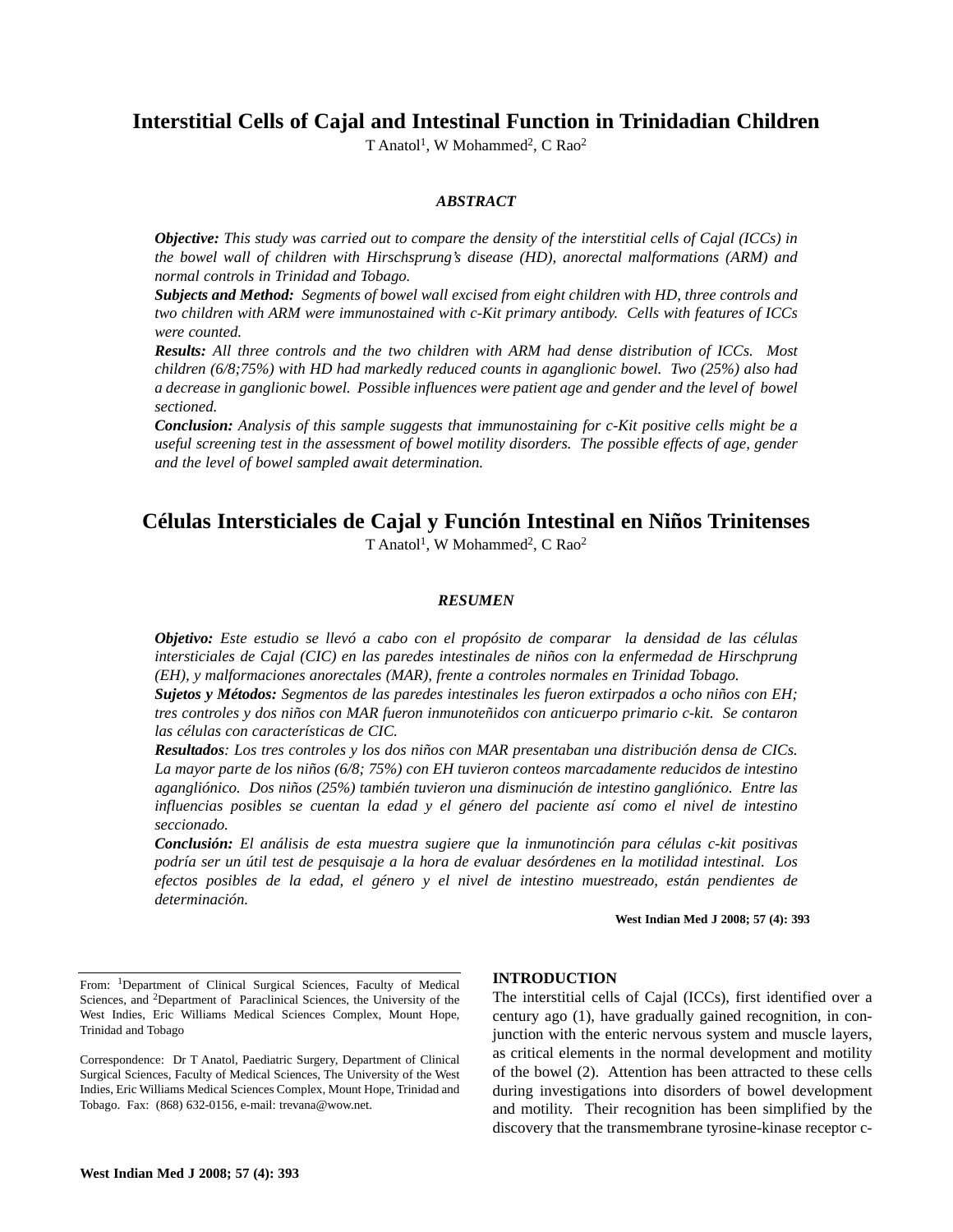# Interstitial Cells of Cajal and Intestinal Function in Trinidadian Children

T Anatol[1], W Mohammed[2], C Rao[2]

### *ABSTRACT*

***Objective:*** *This study was carried out to compare the density of the interstitial cells of Cajal (ICCs) in the bowel wall of children with Hirschsprung's disease (HD), anorectal malformations (ARM) and normal controls in Trinidad and Tobago.*

***Subjects and Method:*** *Segments of bowel wall excised from eight children with HD, three controls and two children with ARM were immunostained with c-Kit primary antibody. Cells with features of ICCs were counted.*

***Results:*** *All three controls and the two children with ARM had dense distribution of ICCs. Most children (6/8;75%) with HD had markedly reduced counts in aganglionic bowel. Two (25%) also had a decrease in ganglionic bowel. Possible influences were patient age and gender and the level of bowel sectioned.*

***Conclusion:*** *Analysis of this sample suggests that immunostaining for c-Kit positive cells might be a useful screening test in the assessment of bowel motility disorders. The possible effects of age, gender and the level of bowel sampled await determination.*

# Células Intersticiales de Cajal y Función Intestinal en Niños Trinitenses

T Anatol[1], W Mohammed[2], C Rao[2]

### *RESUMEN*

***Objetivo:*** *Este estudio se llevó a cabo con el propósito de comparar la densidad de las células intersticiales de Cajal (CIC) en las paredes intestinales de niños con la enfermedad de Hirschprung (EH), y malformaciones anorectales (MAR), frente a controles normales en Trinidad Tobago.*

***Sujetos y Métodos:*** *Segmentos de las paredes intestinales les fueron extirpados a ocho niños con EH; tres controles y dos niños con MAR fueron inmunoteñidos con anticuerpo primario c-kit. Se contaron las células con características de CIC.*

***Resultados****: Los tres controles y los dos niños con MAR presentaban una distribución densa de CICs. La mayor parte de los niños (6/8; 75%) con EH tuvieron conteos marcadamente reducidos de intestino agangliónico. Dos niños (25%) también tuvieron una disminución de intestino gangliónico. Entre las influencias posibles se cuentan la edad y el género del paciente así como el nivel de intestino seccionado.*

***Conclusión:*** *El análisis de esta muestra sugiere que la inmunotinción para células c-kit positivas podría ser un útil test de pesquisaje a la hora de evaluar desórdenes en la motilidad intestinal. Los efectos posibles de la edad, el género y el nivel de intestino muestreado, están pendientes de determinación.*

**West Indian Med J 2008; 57 (4): 393**

From: [1]Department of Clinical Surgical Sciences, Faculty of Medical Sciences, and [2]Department of Paraclinical Sciences, the University of the West Indies, Eric Williams Medical Sciences Complex, Mount Hope, Trinidad and Tobago

Correspondence: Dr T Anatol, Paediatric Surgery, Department of Clinical Surgical Sciences, Faculty of Medical Sciences, The University of the West Indies, Eric Williams Medical Sciences Complex, Mount Hope, Trinidad and Tobago. Fax: (868) 632-0156, e-mail: trevana@wow.net.

## INTRODUCTION

The interstitial cells of Cajal (ICCs), first identified over a century ago (1), have gradually gained recognition, in conjunction with the enteric nervous system and muscle layers, as critical elements in the normal development and motility of the bowel (2). Attention has been attracted to these cells during investigations into disorders of bowel development and motility. Their recognition has been simplified by the discovery that the transmembrane tyrosine-kinase receptor c-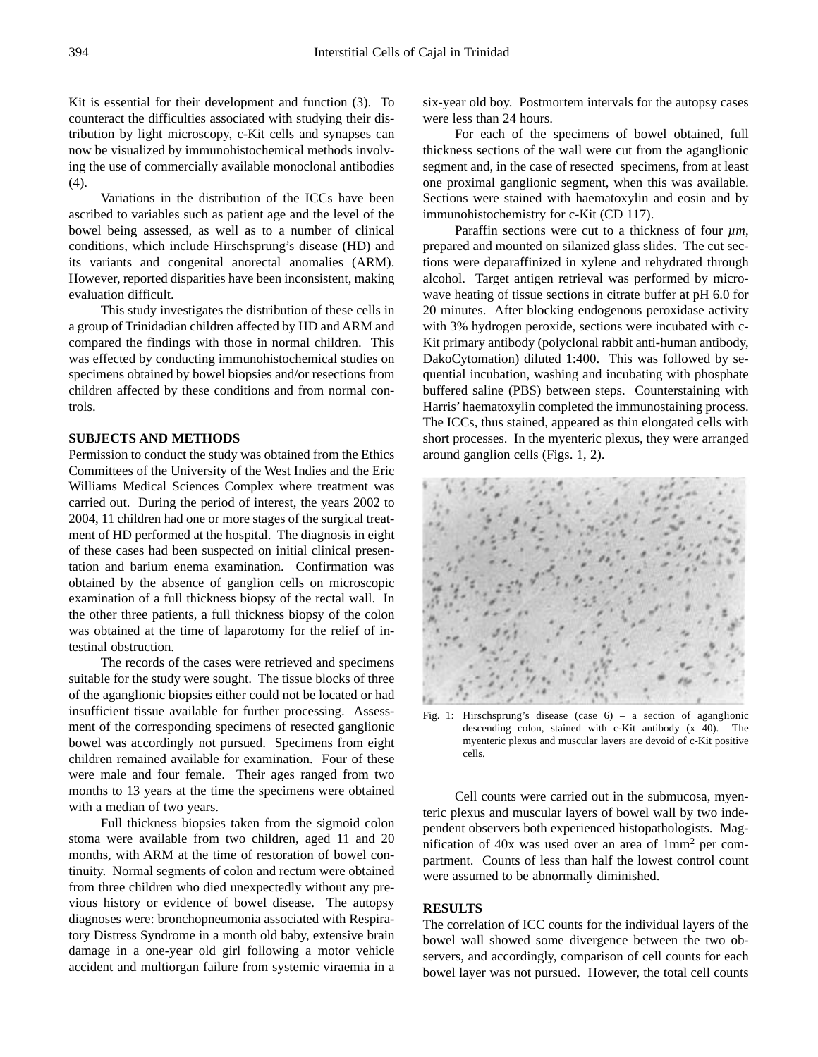Kit is essential for their development and function (3). To counteract the difficulties associated with studying their distribution by light microscopy, c-Kit cells and synapses can now be visualized by immunohistochemical methods involving the use of commercially available monoclonal antibodies (4).

Variations in the distribution of the ICCs have been ascribed to variables such as patient age and the level of the bowel being assessed, as well as to a number of clinical conditions, which include Hirschsprung's disease (HD) and its variants and congenital anorectal anomalies (ARM). However, reported disparities have been inconsistent, making evaluation difficult.

This study investigates the distribution of these cells in a group of Trinidadian children affected by HD and ARM and compared the findings with those in normal children. This was effected by conducting immunohistochemical studies on specimens obtained by bowel biopsies and/or resections from children affected by these conditions and from normal controls.

## SUBJECTS AND METHODS

Permission to conduct the study was obtained from the Ethics Committees of the University of the West Indies and the Eric Williams Medical Sciences Complex where treatment was carried out. During the period of interest, the years 2002 to 2004, 11 children had one or more stages of the surgical treatment of HD performed at the hospital. The diagnosis in eight of these cases had been suspected on initial clinical presentation and barium enema examination. Confirmation was obtained by the absence of ganglion cells on microscopic examination of a full thickness biopsy of the rectal wall. In the other three patients, a full thickness biopsy of the colon was obtained at the time of laparotomy for the relief of intestinal obstruction.

The records of the cases were retrieved and specimens suitable for the study were sought. The tissue blocks of three of the aganglionic biopsies either could not be located or had insufficient tissue available for further processing. Assessment of the corresponding specimens of resected ganglionic bowel was accordingly not pursued. Specimens from eight children remained available for examination. Four of these were male and four female. Their ages ranged from two months to 13 years at the time the specimens were obtained with a median of two years.

Full thickness biopsies taken from the sigmoid colon stoma were available from two children, aged 11 and 20 months, with ARM at the time of restoration of bowel continuity. Normal segments of colon and rectum were obtained from three children who died unexpectedly without any previous history or evidence of bowel disease. The autopsy diagnoses were: bronchopneumonia associated with Respiratory Distress Syndrome in a month old baby, extensive brain damage in a one-year old girl following a motor vehicle accident and multiorgan failure from systemic viraemia in a six-year old boy. Postmortem intervals for the autopsy cases were less than 24 hours.

For each of the specimens of bowel obtained, full thickness sections of the wall were cut from the aganglionic segment and, in the case of resected specimens, from at least one proximal ganglionic segment, when this was available. Sections were stained with haematoxylin and eosin and by immunohistochemistry for c-Kit (CD 117).

Paraffin sections were cut to a thickness of four *μm*, prepared and mounted on silanized glass slides. The cut sections were deparaffinized in xylene and rehydrated through alcohol. Target antigen retrieval was performed by microwave heating of tissue sections in citrate buffer at pH 6.0 for 20 minutes. After blocking endogenous peroxidase activity with 3% hydrogen peroxide, sections were incubated with c-Kit primary antibody (polyclonal rabbit anti-human antibody, DakoCytomation) diluted 1:400. This was followed by sequential incubation, washing and incubating with phosphate buffered saline (PBS) between steps. Counterstaining with Harris' haematoxylin completed the immunostaining process. The ICCs, thus stained, appeared as thin elongated cells with short processes. In the myenteric plexus, they were arranged around ganglion cells (Figs. 1, 2).

Fig. 1: Hirschsprung's disease (case 6) – a section of aganglionic descending colon, stained with c-Kit antibody (x 40). The myenteric plexus and muscular layers are devoid of c-Kit positive cells.

Cell counts were carried out in the submucosa, myenteric plexus and muscular layers of bowel wall by two independent observers both experienced histopathologists. Magnification of 40x was used over an area of 1mm$^2$ per compartment. Counts of less than half the lowest control count were assumed to be abnormally diminished.

## RESULTS

The correlation of ICC counts for the individual layers of the bowel wall showed some divergence between the two observers, and accordingly, comparison of cell counts for each bowel layer was not pursued. However, the total cell counts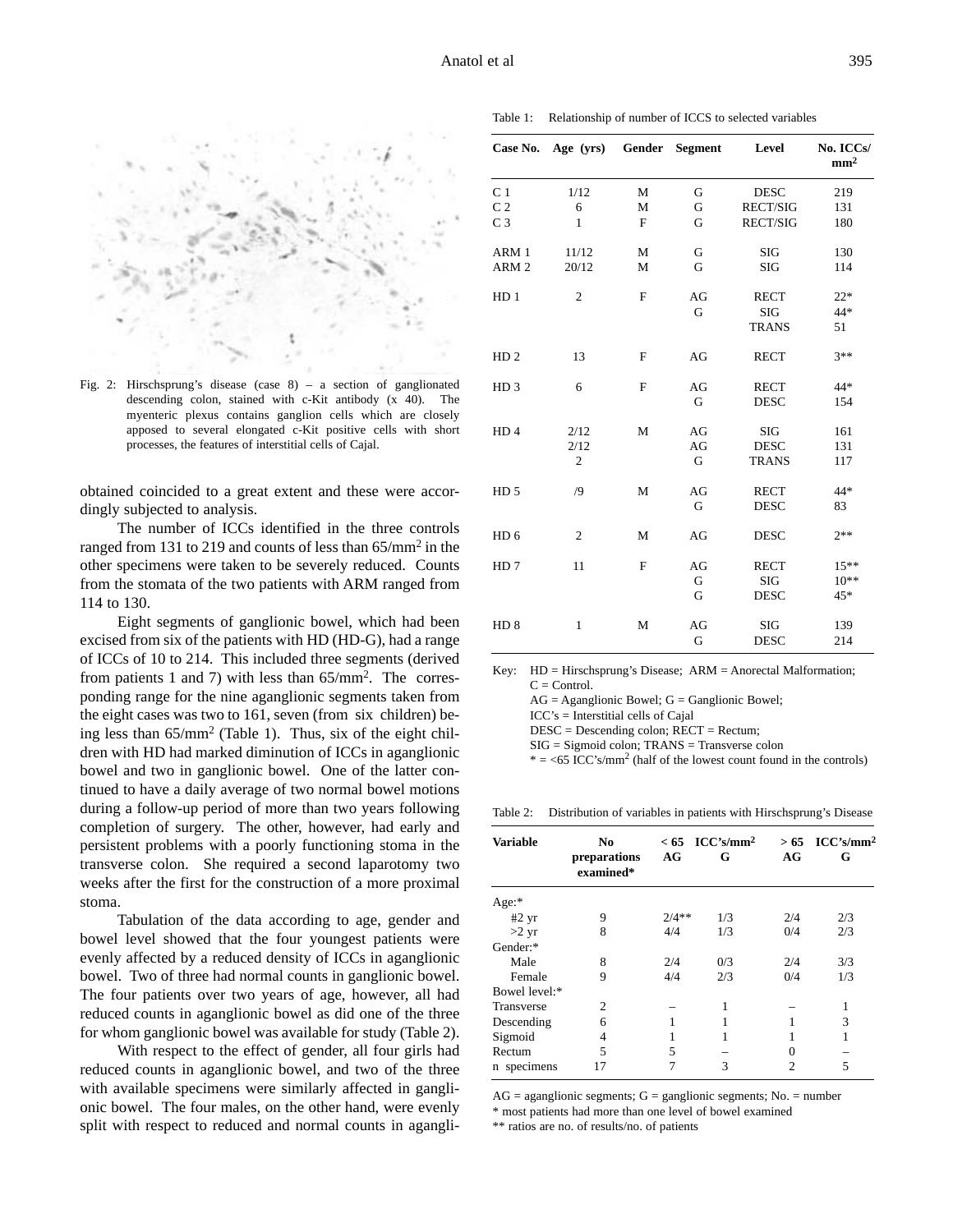Fig. 2: Hirschsprung's disease (case 8) – a section of ganglionated descending colon, stained with c-Kit antibody (x 40). The myenteric plexus contains ganglion cells which are closely apposed to several elongated c-Kit positive cells with short processes, the features of interstitial cells of Cajal.

obtained coincided to a great extent and these were accordingly subjected to analysis.

The number of ICCs identified in the three controls ranged from 131 to 219 and counts of less than 65/mm$^2$ in the other specimens were taken to be severely reduced. Counts from the stomata of the two patients with ARM ranged from 114 to 130.

Eight segments of ganglionic bowel, which had been excised from six of the patients with HD (HD-G), had a range of ICCs of 10 to 214. This included three segments (derived from patients 1 and 7) with less than 65/mm$^2$. The corresponding range for the nine aganglionic segments taken from the eight cases was two to 161, seven (from six children) being less than 65/mm$^2$ (Table 1). Thus, six of the eight children with HD had marked diminution of ICCs in aganglionic bowel and two in ganglionic bowel. One of the latter continued to have a daily average of two normal bowel motions during a follow-up period of more than two years following completion of surgery. The other, however, had early and persistent problems with a poorly functioning stoma in the transverse colon. She required a second laparotomy two weeks after the first for the construction of a more proximal stoma.

Tabulation of the data according to age, gender and bowel level showed that the four youngest patients were evenly affected by a reduced density of ICCs in aganglionic bowel. Two of three had normal counts in ganglionic bowel. The four patients over two years of age, however, all had reduced counts in aganglionic bowel as did one of the three for whom ganglionic bowel was available for study (Table 2).

With respect to the effect of gender, all four girls had reduced counts in aganglionic bowel, and two of the three with available specimens were similarly affected in ganglionic bowel. The four males, on the other hand, were evenly split with respect to reduced and normal counts in agangli-

Table 1: Relationship of number of ICCS to selected variables

| Case No. | Age (yrs) | Gender | Segment | Level | No. ICCs/ mm$^2$ |
|---|---|---|---|---|---|
| C 1 | 1/12 | M | G | DESC | 219 |
| C 2 | 6 | M | G | RECT/SIG | 131 |
| C 3 | 1 | F | G | RECT/SIG | 180 |
| ARM 1 | 11/12 | M | G | SIG | 130 |
| ARM 2 | 20/12 | M | G | SIG | 114 |
| HD 1 | 2 | F | AG | RECT | 22* |
| | | | G | SIG | 44* |
| | | | | TRANS | 51 |
| HD 2 | 13 | F | AG | RECT | 3** |
| HD 3 | 6 | F | AG | RECT | 44* |
| | | | G | DESC | 154 |
| HD 4 | 2/12 | M | AG | SIG | 161 |
| | 2/12 | | AG | DESC | 131 |
| | 2 | | G | TRANS | 117 |
| HD 5 | /9 | M | AG | RECT | 44* |
| | | | G | DESC | 83 |
| HD 6 | 2 | M | AG | DESC | 2** |
| HD 7 | 11 | F | AG | RECT | 15** |
| | | | G | SIG | 10** |
| | | | G | DESC | 45* |
| HD 8 | 1 | M | AG | SIG | 139 |
| | | | G | DESC | 214 |

Key: HD = Hirschsprung's Disease; ARM = Anorectal Malformation;
C = Control.
AG = Aganglionic Bowel; G = Ganglionic Bowel;
ICC's = Interstitial cells of Cajal
DESC = Descending colon; RECT = Rectum;
SIG = Sigmoid colon; TRANS = Transverse colon
\* = <65 ICC's/mm$^2$ (half of the lowest count found in the controls)

Table 2: Distribution of variables in patients with Hirschsprung's Disease

| Variable | No preparations examined* | < 65 ICC's/mm$^2$ AG | < 65 ICC's/mm$^2$ G | > 65 ICC's/mm$^2$ AG | > 65 ICC's/mm$^2$ G |
|---|---|---|---|---|---|
| Age:* | | | | | |
| #2 yr | 9 | 2/4** | 1/3 | 2/4 | 2/3 |
| >2 yr | 8 | 4/4 | 1/3 | 0/4 | 2/3 |
| Gender:* | | | | | |
| Male | 8 | 2/4 | 0/3 | 2/4 | 3/3 |
| Female | 9 | 4/4 | 2/3 | 0/4 | 1/3 |
| Bowel level:* | | | | | |
| Transverse | 2 | – | 1 | – | 1 |
| Descending | 6 | 1 | 1 | 1 | 3 |
| Sigmoid | 4 | 1 | 1 | 1 | 1 |
| Rectum | 5 | 5 | – | 0 | – |
| n specimens | 17 | 7 | 3 | 2 | 5 |

AG = aganglionic segments; G = ganglionic segments; No. = number
\* most patients had more than one level of bowel examined
\*\* ratios are no. of results/no. of patients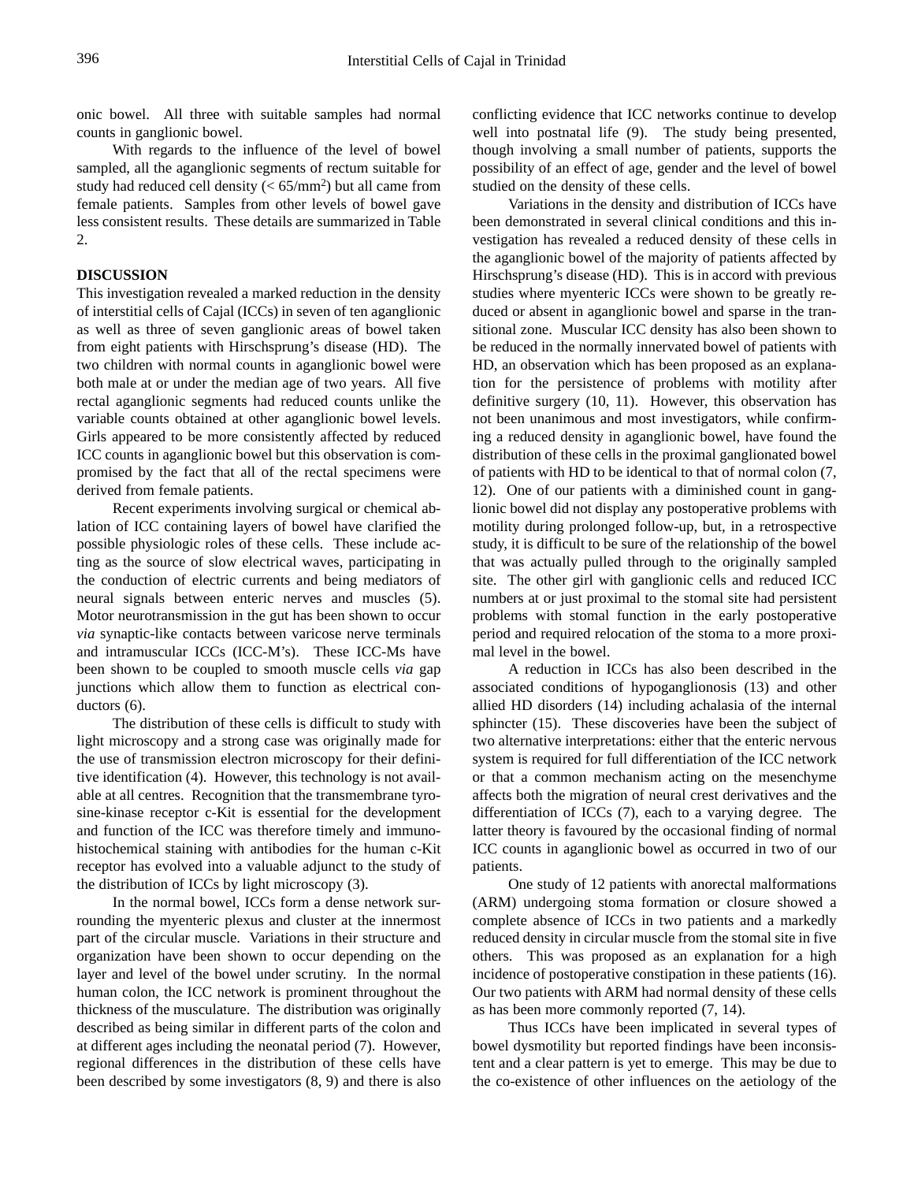onic bowel. All three with suitable samples had normal counts in ganglionic bowel.

With regards to the influence of the level of bowel sampled, all the aganglionic segments of rectum suitable for study had reduced cell density (< 65/mm$^2$) but all came from female patients. Samples from other levels of bowel gave less consistent results. These details are summarized in Table 2.

## DISCUSSION

This investigation revealed a marked reduction in the density of interstitial cells of Cajal (ICCs) in seven of ten aganglionic as well as three of seven ganglionic areas of bowel taken from eight patients with Hirschsprung's disease (HD). The two children with normal counts in aganglionic bowel were both male at or under the median age of two years. All five rectal aganglionic segments had reduced counts unlike the variable counts obtained at other aganglionic bowel levels. Girls appeared to be more consistently affected by reduced ICC counts in aganglionic bowel but this observation is compromised by the fact that all of the rectal specimens were derived from female patients.

Recent experiments involving surgical or chemical ablation of ICC containing layers of bowel have clarified the possible physiologic roles of these cells. These include acting as the source of slow electrical waves, participating in the conduction of electric currents and being mediators of neural signals between enteric nerves and muscles (5). Motor neurotransmission in the gut has been shown to occur *via* synaptic-like contacts between varicose nerve terminals and intramuscular ICCs (ICC-M's). These ICC-Ms have been shown to be coupled to smooth muscle cells *via* gap junctions which allow them to function as electrical conductors (6).

The distribution of these cells is difficult to study with light microscopy and a strong case was originally made for the use of transmission electron microscopy for their definitive identification (4). However, this technology is not available at all centres. Recognition that the transmembrane tyrosine-kinase receptor c-Kit is essential for the development and function of the ICC was therefore timely and immunohistochemical staining with antibodies for the human c-Kit receptor has evolved into a valuable adjunct to the study of the distribution of ICCs by light microscopy (3).

In the normal bowel, ICCs form a dense network surrounding the myenteric plexus and cluster at the innermost part of the circular muscle. Variations in their structure and organization have been shown to occur depending on the layer and level of the bowel under scrutiny. In the normal human colon, the ICC network is prominent throughout the thickness of the musculature. The distribution was originally described as being similar in different parts of the colon and at different ages including the neonatal period (7). However, regional differences in the distribution of these cells have been described by some investigators (8, 9) and there is also conflicting evidence that ICC networks continue to develop well into postnatal life (9). The study being presented, though involving a small number of patients, supports the possibility of an effect of age, gender and the level of bowel studied on the density of these cells.

Variations in the density and distribution of ICCs have been demonstrated in several clinical conditions and this investigation has revealed a reduced density of these cells in the aganglionic bowel of the majority of patients affected by Hirschsprung's disease (HD). This is in accord with previous studies where myenteric ICCs were shown to be greatly reduced or absent in aganglionic bowel and sparse in the transitional zone. Muscular ICC density has also been shown to be reduced in the normally innervated bowel of patients with HD, an observation which has been proposed as an explanation for the persistence of problems with motility after definitive surgery (10, 11). However, this observation has not been unanimous and most investigators, while confirming a reduced density in aganglionic bowel, have found the distribution of these cells in the proximal ganglionated bowel of patients with HD to be identical to that of normal colon (7, 12). One of our patients with a diminished count in ganglionic bowel did not display any postoperative problems with motility during prolonged follow-up, but, in a retrospective study, it is difficult to be sure of the relationship of the bowel that was actually pulled through to the originally sampled site. The other girl with ganglionic cells and reduced ICC numbers at or just proximal to the stomal site had persistent problems with stomal function in the early postoperative period and required relocation of the stoma to a more proximal level in the bowel.

A reduction in ICCs has also been described in the associated conditions of hypoganglionosis (13) and other allied HD disorders (14) including achalasia of the internal sphincter (15). These discoveries have been the subject of two alternative interpretations: either that the enteric nervous system is required for full differentiation of the ICC network or that a common mechanism acting on the mesenchyme affects both the migration of neural crest derivatives and the differentiation of ICCs (7), each to a varying degree. The latter theory is favoured by the occasional finding of normal ICC counts in aganglionic bowel as occurred in two of our patients.

One study of 12 patients with anorectal malformations (ARM) undergoing stoma formation or closure showed a complete absence of ICCs in two patients and a markedly reduced density in circular muscle from the stomal site in five others. This was proposed as an explanation for a high incidence of postoperative constipation in these patients (16). Our two patients with ARM had normal density of these cells as has been more commonly reported (7, 14).

Thus ICCs have been implicated in several types of bowel dysmotility but reported findings have been inconsistent and a clear pattern is yet to emerge. This may be due to the co-existence of other influences on the aetiology of the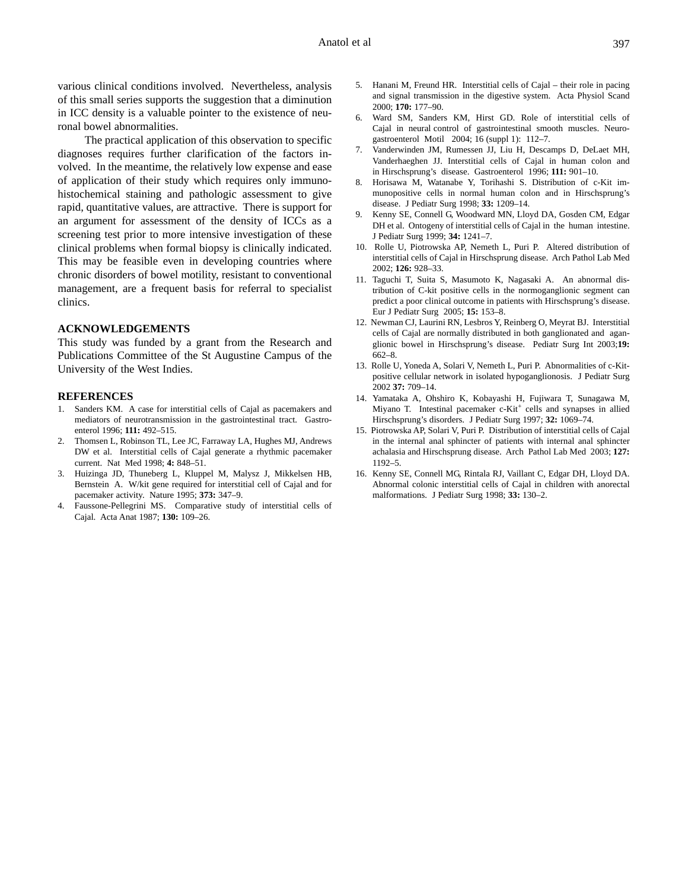various clinical conditions involved. Nevertheless, analysis of this small series supports the suggestion that a diminution in ICC density is a valuable pointer to the existence of neuronal bowel abnormalities.

The practical application of this observation to specific diagnoses requires further clarification of the factors involved. In the meantime, the relatively low expense and ease of application of their study which requires only immunohistochemical staining and pathologic assessment to give rapid, quantitative values, are attractive. There is support for an argument for assessment of the density of ICCs as a screening test prior to more intensive investigation of these clinical problems when formal biopsy is clinically indicated. This may be feasible even in developing countries where chronic disorders of bowel motility, resistant to conventional management, are a frequent basis for referral to specialist clinics.

## ACKNOWLEDGEMENTS

This study was funded by a grant from the Research and Publications Committee of the St Augustine Campus of the University of the West Indies.

## REFERENCES

1. Sanders KM. A case for interstitial cells of Cajal as pacemakers and mediators of neurotransmission in the gastrointestinal tract. Gastroenterol 1996; **111:** 492–515.
2. Thomsen L, Robinson TL, Lee JC, Farraway LA, Hughes MJ, Andrews DW et al. Interstitial cells of Cajal generate a rhythmic pacemaker current. Nat Med 1998; **4:** 848–51.
3. Huizinga JD, Thuneberg L, Kluppel M, Malysz J, Mikkelsen HB, Bernstein A. W/kit gene required for interstitial cell of Cajal and for pacemaker activity. Nature 1995; **373:** 347–9.
4. Faussone-Pellegrini MS. Comparative study of interstitial cells of Cajal. Acta Anat 1987; **130:** 109–26.
5. Hanani M, Freund HR. Interstitial cells of Cajal – their role in pacing and signal transmission in the digestive system. Acta Physiol Scand 2000; **170:** 177–90.
6. Ward SM, Sanders KM, Hirst GD. Role of interstitial cells of Cajal in neural control of gastrointestinal smooth muscles. Neurogastroenterol Motil 2004; 16 (suppl 1): 112–7.
7. Vanderwinden JM, Rumessen JJ, Liu H, Descamps D, DeLaet MH, Vanderhaeghen JJ. Interstitial cells of Cajal in human colon and in Hirschsprung's disease. Gastroenterol 1996; **111:** 901–10.
8. Horisawa M, Watanabe Y, Torihashi S. Distribution of c-Kit immunopositive cells in normal human colon and in Hirschsprung's disease. J Pediatr Surg 1998; **33:** 1209–14.
9. Kenny SE, Connell G, Woodward MN, Lloyd DA, Gosden CM, Edgar DH et al. Ontogeny of interstitial cells of Cajal in the human intestine. J Pediatr Surg 1999; **34:** 1241–7.
10. Rolle U, Piotrowska AP, Nemeth L, Puri P. Altered distribution of interstitial cells of Cajal in Hirschsprung disease. Arch Pathol Lab Med 2002; **126:** 928–33.
11. Taguchi T, Suita S, Masumoto K, Nagasaki A. An abnormal distribution of C-kit positive cells in the normoganglionic segment can predict a poor clinical outcome in patients with Hirschsprung's disease. Eur J Pediatr Surg 2005; **15:** 153–8.
12. Newman CJ, Laurini RN, Lesbros Y, Reinberg O, Meyrat BJ. Interstitial cells of Cajal are normally distributed in both ganglionated and aganglionic bowel in Hirschsprung's disease. Pediatr Surg Int 2003;**19:** 662–8.
13. Rolle U, Yoneda A, Solari V, Nemeth L, Puri P. Abnormalities of c-Kit-positive cellular network in isolated hypoganglionosis. J Pediatr Surg 2002 **37:** 709–14.
14. Yamataka A, Ohshiro K, Kobayashi H, Fujiwara T, Sunagawa M, Miyano T. Intestinal pacemaker c-Kit$^{+}$ cells and synapses in allied Hirschsprung's disorders. J Pediatr Surg 1997; **32:** 1069–74.
15. Piotrowska AP, Solari V, Puri P. Distribution of interstitial cells of Cajal in the internal anal sphincter of patients with internal anal sphincter achalasia and Hirschsprung disease. Arch Pathol Lab Med 2003; **127:** 1192–5.
16. Kenny SE, Connell MG, Rintala RJ, Vaillant C, Edgar DH, Lloyd DA. Abnormal colonic interstitial cells of Cajal in children with anorectal malformations. J Pediatr Surg 1998; **33:** 130–2.